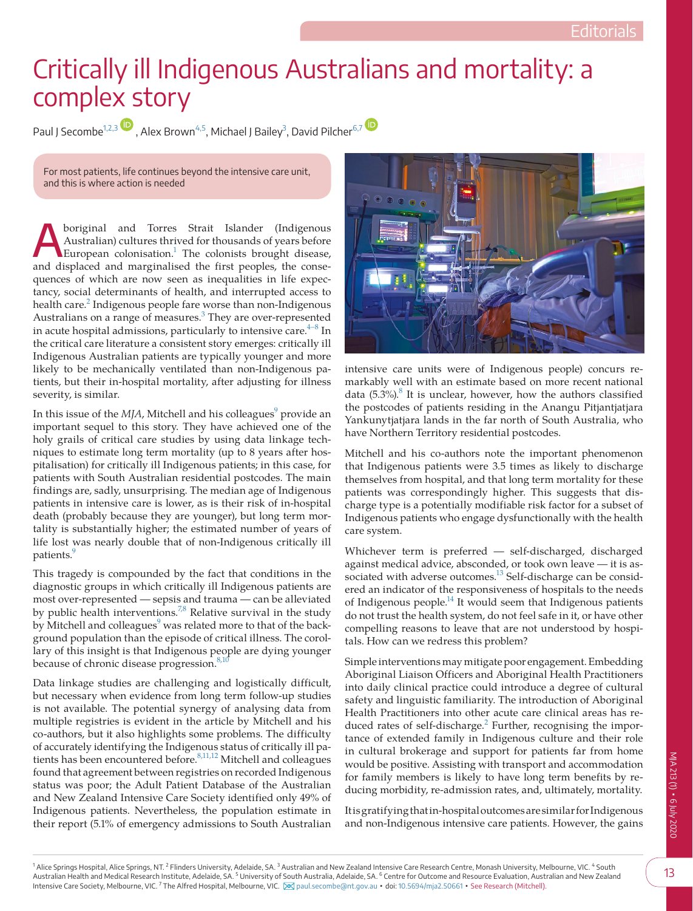Editorials

# Critically ill Indigenous Australians and mortality: a complex story

Paul J Secombe[1,2,3], Alex Brown[4,5], Michael J Bailey[3], David Pilcher[6,7]

For most patients, life continues beyond the intensive care unit, and this is where action is needed

Aboriginal and Torres Strait Islander (Indigenous Australian) cultures thrived for thousands of years before European colonisation.[1] The colonists brought disease, and displaced and marginalised the first peoples, the consequences of which are now seen as inequalities in life expectancy, social determinants of health, and interrupted access to health care.[2] Indigenous people fare worse than non-Indigenous Australians on a range of measures.[3] They are over-represented in acute hospital admissions, particularly to intensive care.[4–8] In the critical care literature a consistent story emerges: critically ill Indigenous Australian patients are typically younger and more likely to be mechanically ventilated than non-Indigenous patients, but their in-hospital mortality, after adjusting for illness severity, is similar.

In this issue of the *MJA*, Mitchell and his colleagues[9] provide an important sequel to this story. They have achieved one of the holy grails of critical care studies by using data linkage techniques to estimate long term mortality (up to 8 years after hospitalisation) for critically ill Indigenous patients; in this case, for patients with South Australian residential postcodes. The main findings are, sadly, unsurprising. The median age of Indigenous patients in intensive care is lower, as is their risk of in-hospital death (probably because they are younger), but long term mortality is substantially higher; the estimated number of years of life lost was nearly double that of non-Indigenous critically ill patients.[9]

This tragedy is compounded by the fact that conditions in the diagnostic groups in which critically ill Indigenous patients are most over-represented — sepsis and trauma — can be alleviated by public health interventions.[7,8] Relative survival in the study by Mitchell and colleagues[9] was related more to that of the background population than the episode of critical illness. The corollary of this insight is that Indigenous people are dying younger because of chronic disease progression.[8,10]

Data linkage studies are challenging and logistically difficult, but necessary when evidence from long term follow-up studies is not available. The potential synergy of analysing data from multiple registries is evident in the article by Mitchell and his co-authors, but it also highlights some problems. The difficulty of accurately identifying the Indigenous status of critically ill patients has been encountered before.[8,11,12] Mitchell and colleagues found that agreement between registries on recorded Indigenous status was poor; the Adult Patient Database of the Australian and New Zealand Intensive Care Society identified only 49% of Indigenous patients. Nevertheless, the population estimate in their report (5.1% of emergency admissions to South Australian intensive care units were of Indigenous people) concurs remarkably well with an estimate based on more recent national data (5.3%).[8] It is unclear, however, how the authors classified the postcodes of patients residing in the Anangu Pitjantjatjara Yankunytjatjara lands in the far north of South Australia, who have Northern Territory residential postcodes.

Mitchell and his co-authors note the important phenomenon that Indigenous patients were 3.5 times as likely to discharge themselves from hospital, and that long term mortality for these patients was correspondingly higher. This suggests that discharge type is a potentially modifiable risk factor for a subset of Indigenous patients who engage dysfunctionally with the health care system.

Whichever term is preferred — self-discharged, discharged against medical advice, absconded, or took own leave — it is associated with adverse outcomes.[13] Self-discharge can be considered an indicator of the responsiveness of hospitals to the needs of Indigenous people.[14] It would seem that Indigenous patients do not trust the health system, do not feel safe in it, or have other compelling reasons to leave that are not understood by hospitals. How can we redress this problem?

Simple interventions may mitigate poor engagement. Embedding Aboriginal Liaison Officers and Aboriginal Health Practitioners into daily clinical practice could introduce a degree of cultural safety and linguistic familiarity. The introduction of Aboriginal Health Practitioners into other acute care clinical areas has reduced rates of self-discharge.[2] Further, recognising the importance of extended family in Indigenous culture and their role in cultural brokerage and support for patients far from home would be positive. Assisting with transport and accommodation for family members is likely to have long term benefits by reducing morbidity, re-admission rates, and, ultimately, mortality.

It is gratifying that in-hospital outcomes are similar for Indigenous and non-Indigenous intensive care patients. However, the gains

[1] Alice Springs Hospital, Alice Springs, NT. [2] Flinders University, Adelaide, SA. [3] Australian and New Zealand Intensive Care Research Centre, Monash University, Melbourne, VIC. [4] South Australian Health and Medical Research Institute, Adelaide, SA. [5] University of South Australia, Adelaide, SA. [6] Centre for Outcome and Resource Evaluation, Australian and New Zealand Intensive Care Society, Melbourne, VIC. [7] The Alfred Hospital, Melbourne, VIC. paul.secombe@nt.gov.au • doi: 10.5694/mja2.50661 • See Research (Mitchell).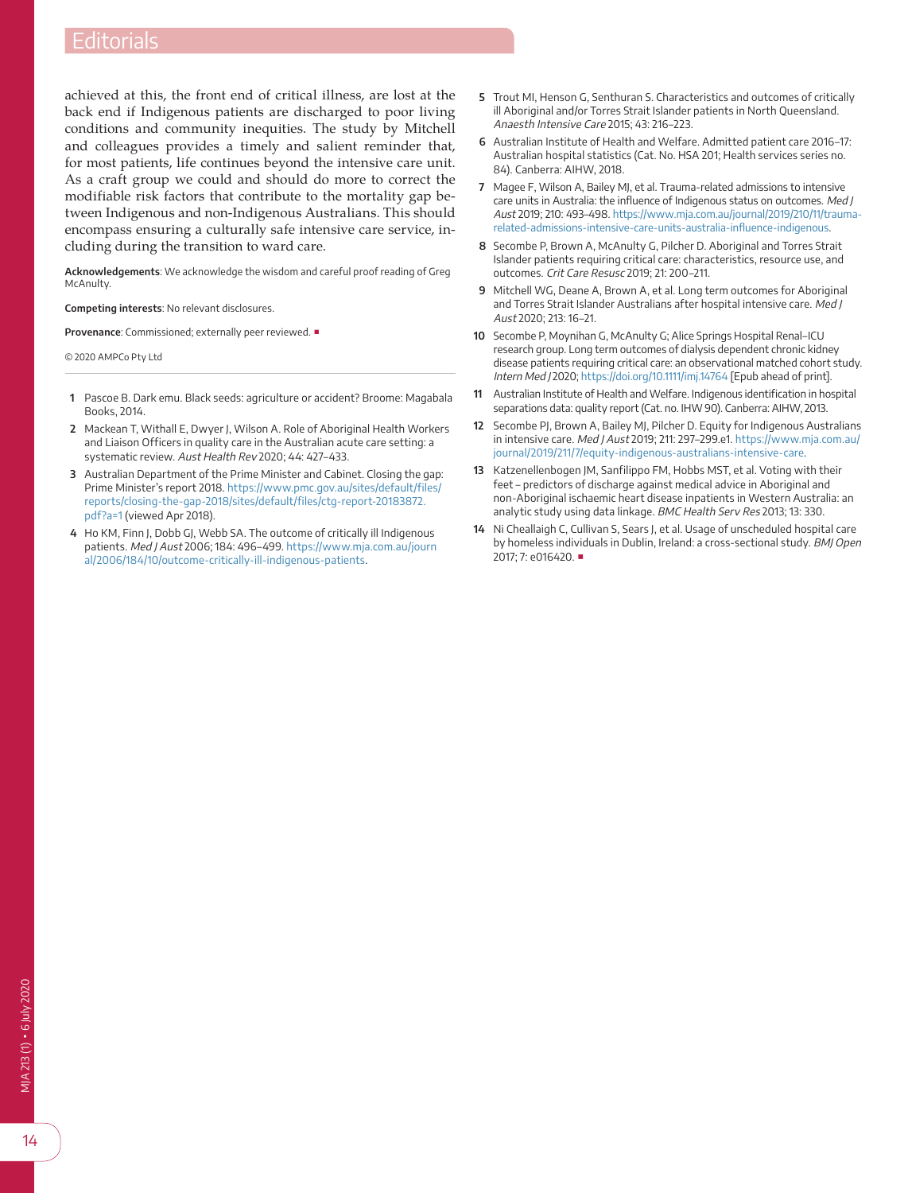achieved at this, the front end of critical illness, are lost at the back end if Indigenous patients are discharged to poor living conditions and community inequities. The study by Mitchell and colleagues provides a timely and salient reminder that, for most patients, life continues beyond the intensive care unit. As a craft group we could and should do more to correct the modifiable risk factors that contribute to the mortality gap between Indigenous and non-Indigenous Australians. This should encompass ensuring a culturally safe intensive care service, including during the transition to ward care.

**Acknowledgements**: We acknowledge the wisdom and careful proof reading of Greg McAnulty.

**Competing interests**: No relevant disclosures.

**Provenance**: Commissioned; externally peer reviewed. ■

© 2020 AMPCo Pty Ltd

1 Pascoe B. Dark emu. Black seeds: agriculture or accident? Broome: Magabala Books, 2014.

2 Mackean T, Withall E, Dwyer J, Wilson A. Role of Aboriginal Health Workers and Liaison Officers in quality care in the Australian acute care setting: a systematic review. *Aust Health Rev* 2020; 44: 427–433.

3 Australian Department of the Prime Minister and Cabinet. Closing the gap: Prime Minister's report 2018. https://www.pmc.gov.au/sites/default/files/reports/closing-the-gap-2018/sites/default/files/ctg-report-20183872.pdf?a=1 (viewed Apr 2018).

4 Ho KM, Finn J, Dobb GJ, Webb SA. The outcome of critically ill Indigenous patients. *Med J Aust* 2006; 184: 496–499. https://www.mja.com.au/journal/2006/184/10/outcome-critically-ill-indigenous-patients.

5 Trout MI, Henson G, Senthuran S. Characteristics and outcomes of critically ill Aboriginal and/or Torres Strait Islander patients in North Queensland. *Anaesth Intensive Care* 2015; 43: 216–223.

6 Australian Institute of Health and Welfare. Admitted patient care 2016–17: Australian hospital statistics (Cat. No. HSA 201; Health services series no. 84). Canberra: AIHW, 2018.

7 Magee F, Wilson A, Bailey MJ, et al. Trauma-related admissions to intensive care units in Australia: the influence of Indigenous status on outcomes. *Med J Aust* 2019; 210: 493–498. https://www.mja.com.au/journal/2019/210/11/trauma-related-admissions-intensive-care-units-australia-influence-indigenous.

8 Secombe P, Brown A, McAnulty G, Pilcher D. Aboriginal and Torres Strait Islander patients requiring critical care: characteristics, resource use, and outcomes. *Crit Care Resusc* 2019; 21: 200–211.

9 Mitchell WG, Deane A, Brown A, et al. Long term outcomes for Aboriginal and Torres Strait Islander Australians after hospital intensive care. *Med J Aust* 2020; 213: 16–21.

10 Secombe P, Moynihan G, McAnulty G; Alice Springs Hospital Renal–ICU research group. Long term outcomes of dialysis dependent chronic kidney disease patients requiring critical care: an observational matched cohort study. *Intern Med J* 2020; https://doi.org/10.1111/imj.14764 [Epub ahead of print].

11 Australian Institute of Health and Welfare. Indigenous identification in hospital separations data: quality report (Cat. no. IHW 90). Canberra: AIHW, 2013.

12 Secombe PJ, Brown A, Bailey MJ, Pilcher D. Equity for Indigenous Australians in intensive care. *Med J Aust* 2019; 211: 297–299.e1. https://www.mja.com.au/journal/2019/211/7/equity-indigenous-australians-intensive-care.

13 Katzenellenbogen JM, Sanfilippo FM, Hobbs MST, et al. Voting with their feet – predictors of discharge against medical advice in Aboriginal and non-Aboriginal ischaemic heart disease inpatients in Western Australia: an analytic study using data linkage. *BMC Health Serv Res* 2013; 13: 330.

14 Ni Cheallaigh C, Cullivan S, Sears J, et al. Usage of unscheduled hospital care by homeless individuals in Dublin, Ireland: a cross-sectional study. *BMJ Open* 2017; 7: e016420. ■